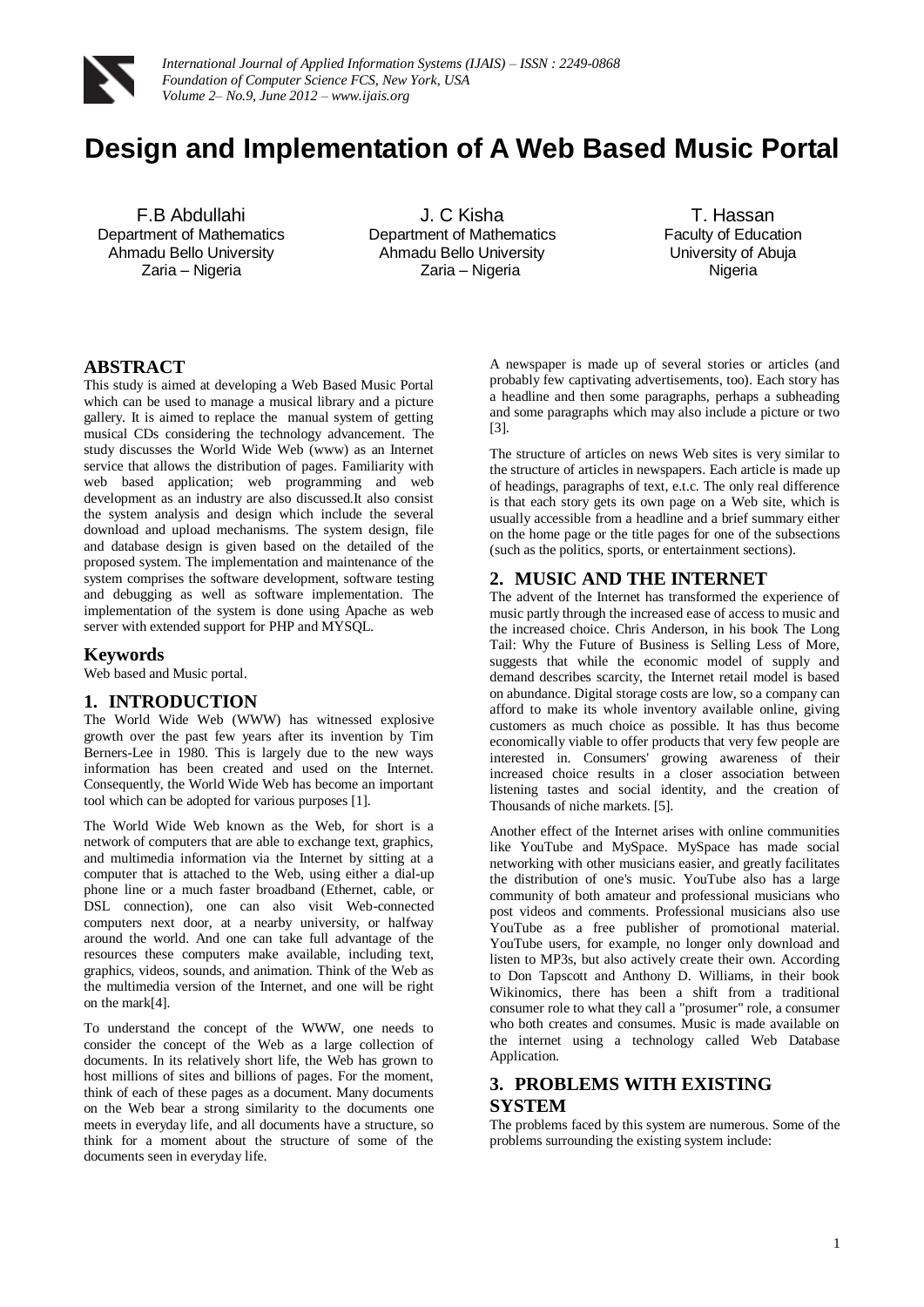# Design and Implementation of A Web Based Music Portal

F.B Abdullahi
Department of Mathematics
Ahmadu Bello University
Zaria – Nigeria

J. C Kisha
Department of Mathematics
Ahmadu Bello University
Zaria – Nigeria

T. Hassan
Faculty of Education
University of Abuja
Nigeria

## ABSTRACT

This study is aimed at developing a Web Based Music Portal which can be used to manage a musical library and a picture gallery. It is aimed to replace the manual system of getting musical CDs considering the technology advancement. The study discusses the World Wide Web (www) as an Internet service that allows the distribution of pages. Familiarity with web based application; web programming and web development as an industry are also discussed.It also consist the system analysis and design which include the several download and upload mechanisms. The system design, file and database design is given based on the detailed of the proposed system. The implementation and maintenance of the system comprises the software development, software testing and debugging as well as software implementation. The implementation of the system is done using Apache as web server with extended support for PHP and MYSQL.

## Keywords

Web based and Music portal.

## 1. INTRODUCTION

The World Wide Web (WWW) has witnessed explosive growth over the past few years after its invention by Tim Berners-Lee in 1980. This is largely due to the new ways information has been created and used on the Internet. Consequently, the World Wide Web has become an important tool which can be adopted for various purposes [1].

The World Wide Web known as the Web, for short is a network of computers that are able to exchange text, graphics, and multimedia information via the Internet by sitting at a computer that is attached to the Web, using either a dial-up phone line or a much faster broadband (Ethernet, cable, or DSL connection), one can also visit Web-connected computers next door, at a nearby university, or halfway around the world. And one can take full advantage of the resources these computers make available, including text, graphics, videos, sounds, and animation. Think of the Web as the multimedia version of the Internet, and one will be right on the mark[4].

To understand the concept of the WWW, one needs to consider the concept of the Web as a large collection of documents. In its relatively short life, the Web has grown to host millions of sites and billions of pages. For the moment, think of each of these pages as a document. Many documents on the Web bear a strong similarity to the documents one meets in everyday life, and all documents have a structure, so think for a moment about the structure of some of the documents seen in everyday life.

A newspaper is made up of several stories or articles (and probably few captivating advertisements, too). Each story has a headline and then some paragraphs, perhaps a subheading and some paragraphs which may also include a picture or two [3].

The structure of articles on news Web sites is very similar to the structure of articles in newspapers. Each article is made up of headings, paragraphs of text, e.t.c. The only real difference is that each story gets its own page on a Web site, which is usually accessible from a headline and a brief summary either on the home page or the title pages for one of the subsections (such as the politics, sports, or entertainment sections).

## 2. MUSIC AND THE INTERNET

The advent of the Internet has transformed the experience of music partly through the increased ease of access to music and the increased choice. Chris Anderson, in his book The Long Tail: Why the Future of Business is Selling Less of More, suggests that while the economic model of supply and demand describes scarcity, the Internet retail model is based on abundance. Digital storage costs are low, so a company can afford to make its whole inventory available online, giving customers as much choice as possible. It has thus become economically viable to offer products that very few people are interested in. Consumers' growing awareness of their increased choice results in a closer association between listening tastes and social identity, and the creation of Thousands of niche markets. [5].

Another effect of the Internet arises with online communities like YouTube and MySpace. MySpace has made social networking with other musicians easier, and greatly facilitates the distribution of one's music. YouTube also has a large community of both amateur and professional musicians who post videos and comments. Professional musicians also use YouTube as a free publisher of promotional material. YouTube users, for example, no longer only download and listen to MP3s, but also actively create their own. According to Don Tapscott and Anthony D. Williams, in their book Wikinomics, there has been a shift from a traditional consumer role to what they call a "prosumer" role, a consumer who both creates and consumes. Music is made available on the internet using a technology called Web Database Application.

## 3. PROBLEMS WITH EXISTING SYSTEM

The problems faced by this system are numerous. Some of the problems surrounding the existing system include: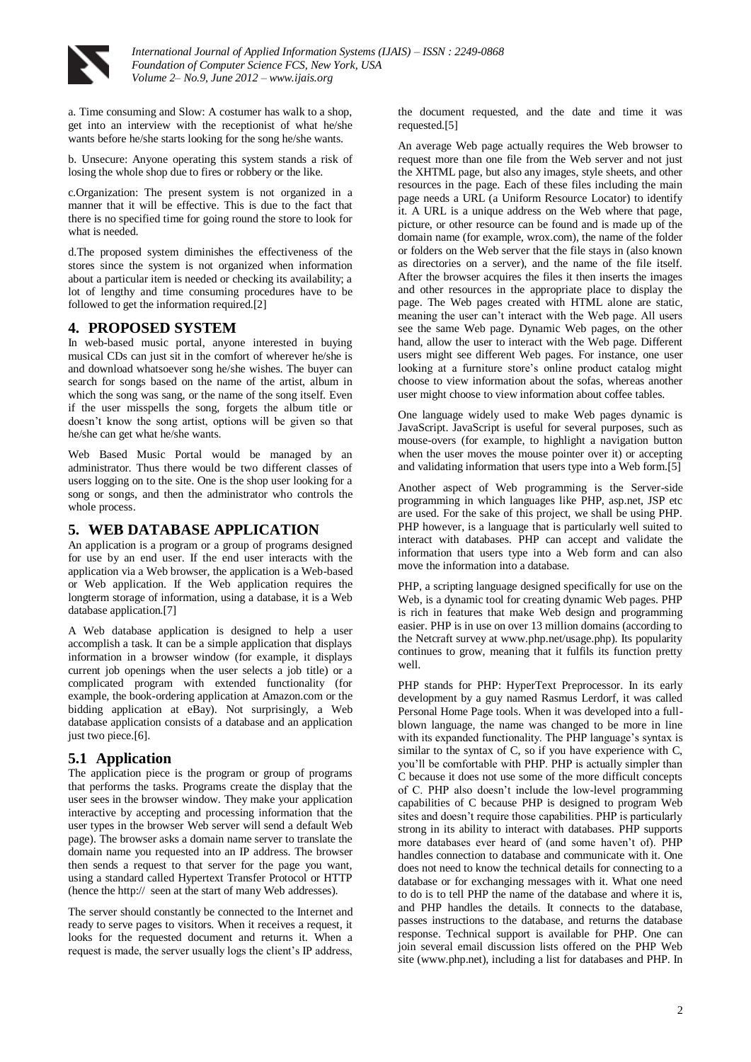a. Time consuming and Slow: A costumer has walk to a shop, get into an interview with the receptionist of what he/she wants before he/she starts looking for the song he/she wants.

b. Unsecure: Anyone operating this system stands a risk of losing the whole shop due to fires or robbery or the like.

c.Organization: The present system is not organized in a manner that it will be effective. This is due to the fact that there is no specified time for going round the store to look for what is needed.

d.The proposed system diminishes the effectiveness of the stores since the system is not organized when information about a particular item is needed or checking its availability; a lot of lengthy and time consuming procedures have to be followed to get the information required.[2]

## 4. PROPOSED SYSTEM

In web-based music portal, anyone interested in buying musical CDs can just sit in the comfort of wherever he/she is and download whatsoever song he/she wishes. The buyer can search for songs based on the name of the artist, album in which the song was sang, or the name of the song itself. Even if the user misspells the song, forgets the album title or doesn't know the song artist, options will be given so that he/she can get what he/she wants.

Web Based Music Portal would be managed by an administrator. Thus there would be two different classes of users logging on to the site. One is the shop user looking for a song or songs, and then the administrator who controls the whole process.

## 5. WEB DATABASE APPLICATION

An application is a program or a group of programs designed for use by an end user. If the end user interacts with the application via a Web browser, the application is a Web-based or Web application. If the Web application requires the longterm storage of information, using a database, it is a Web database application.[7]

A Web database application is designed to help a user accomplish a task. It can be a simple application that displays information in a browser window (for example, it displays current job openings when the user selects a job title) or a complicated program with extended functionality (for example, the book-ordering application at Amazon.com or the bidding application at eBay). Not surprisingly, a Web database application consists of a database and an application just two piece.[6].

### 5.1 Application

The application piece is the program or group of programs that performs the tasks. Programs create the display that the user sees in the browser window. They make your application interactive by accepting and processing information that the user types in the browser Web server will send a default Web page). The browser asks a domain name server to translate the domain name you requested into an IP address. The browser then sends a request to that server for the page you want, using a standard called Hypertext Transfer Protocol or HTTP (hence the http:// seen at the start of many Web addresses).

The server should constantly be connected to the Internet and ready to serve pages to visitors. When it receives a request, it looks for the requested document and returns it. When a request is made, the server usually logs the client's IP address, the document requested, and the date and time it was requested.[5]

An average Web page actually requires the Web browser to request more than one file from the Web server and not just the XHTML page, but also any images, style sheets, and other resources in the page. Each of these files including the main page needs a URL (a Uniform Resource Locator) to identify it. A URL is a unique address on the Web where that page, picture, or other resource can be found and is made up of the domain name (for example, wrox.com), the name of the folder or folders on the Web server that the file stays in (also known as directories on a server), and the name of the file itself. After the browser acquires the files it then inserts the images and other resources in the appropriate place to display the page. The Web pages created with HTML alone are static, meaning the user can't interact with the Web page. All users see the same Web page. Dynamic Web pages, on the other hand, allow the user to interact with the Web page. Different users might see different Web pages. For instance, one user looking at a furniture store's online product catalog might choose to view information about the sofas, whereas another user might choose to view information about coffee tables.

One language widely used to make Web pages dynamic is JavaScript. JavaScript is useful for several purposes, such as mouse-overs (for example, to highlight a navigation button when the user moves the mouse pointer over it) or accepting and validating information that users type into a Web form.[5]

Another aspect of Web programming is the Server-side programming in which languages like PHP, asp.net, JSP etc are used. For the sake of this project, we shall be using PHP. PHP however, is a language that is particularly well suited to interact with databases. PHP can accept and validate the information that users type into a Web form and can also move the information into a database.

PHP, a scripting language designed specifically for use on the Web, is a dynamic tool for creating dynamic Web pages. PHP is rich in features that make Web design and programming easier. PHP is in use on over 13 million domains (according to the Netcraft survey at www.php.net/usage.php). Its popularity continues to grow, meaning that it fulfils its function pretty well.

PHP stands for PHP: HyperText Preprocessor. In its early development by a guy named Rasmus Lerdorf, it was called Personal Home Page tools. When it was developed into a full-blown language, the name was changed to be more in line with its expanded functionality. The PHP language's syntax is similar to the syntax of C, so if you have experience with C, you'll be comfortable with PHP. PHP is actually simpler than C because it does not use some of the more difficult concepts of C. PHP also doesn't include the low-level programming capabilities of C because PHP is designed to program Web sites and doesn't require those capabilities. PHP is particularly strong in its ability to interact with databases. PHP supports more databases ever heard of (and some haven't of). PHP handles connection to database and communicate with it. One does not need to know the technical details for connecting to a database or for exchanging messages with it. What one need to do is to tell PHP the name of the database and where it is, and PHP handles the details. It connects to the database, passes instructions to the database, and returns the database response. Technical support is available for PHP. One can join several email discussion lists offered on the PHP Web site (www.php.net), including a list for databases and PHP. In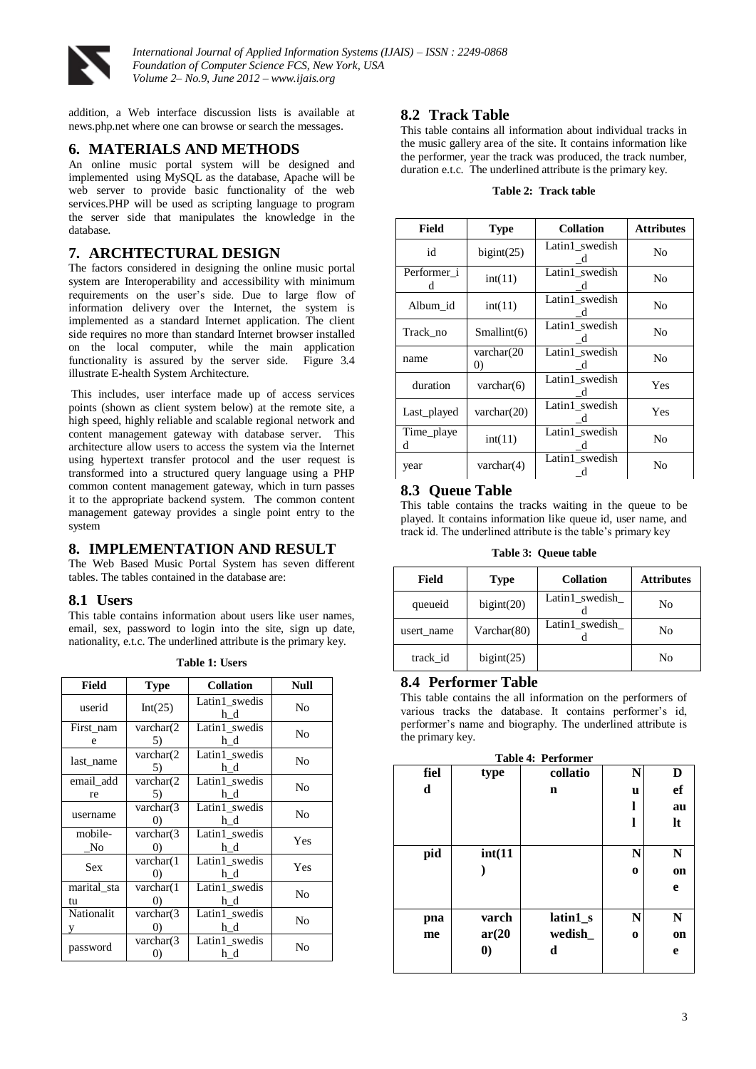addition, a Web interface discussion lists is available at news.php.net where one can browse or search the messages.

## 6. MATERIALS AND METHODS

An online music portal system will be designed and implemented using MySQL as the database, Apache will be web server to provide basic functionality of the web services.PHP will be used as scripting language to program the server side that manipulates the knowledge in the database.

## 7. ARCHTECTURAL DESIGN

The factors considered in designing the online music portal system are Interoperability and accessibility with minimum requirements on the user's side. Due to large flow of information delivery over the Internet, the system is implemented as a standard Internet application. The client side requires no more than standard Internet browser installed on the local computer, while the main application functionality is assured by the server side. Figure 3.4 illustrate E-health System Architecture.

This includes, user interface made up of access services points (shown as client system below) at the remote site, a high speed, highly reliable and scalable regional network and content management gateway with database server. This architecture allow users to access the system via the Internet using hypertext transfer protocol and the user request is transformed into a structured query language using a PHP common content management gateway, which in turn passes it to the appropriate backend system. The common content management gateway provides a single point entry to the system

## 8. IMPLEMENTATION AND RESULT

The Web Based Music Portal System has seven different tables. The tables contained in the database are:

### 8.1 Users

This table contains information about users like user names, email, sex, password to login into the site, sign up date, nationality, e.t.c. The underlined attribute is the primary key.

**Table 1: Users**

| Field | Type | Collation | Null |
|---|---|---|---|
| userid | Int(25) | Latin1_swedish_d | No |
| First_name | varchar(25) | Latin1_swedish_d | No |
| last_name | varchar(25) | Latin1_swedish_d | No |
| email_address | varchar(25) | Latin1_swedish_d | No |
| username | varchar(30) | Latin1_swedish_d | No |
| mobile-_No | varchar(30) | Latin1_swedish_d | Yes |
| Sex | varchar(10) | Latin1_swedish_d | Yes |
| marital_status | varchar(10) | Latin1_swedish_d | No |
| Nationality | varchar(30) | Latin1_swedish_d | No |
| password | varchar(30) | Latin1_swedish_d | No |

### 8.2 Track Table

This table contains all information about individual tracks in the music gallery area of the site. It contains information like the performer, year the track was produced, the track number, duration e.t.c. The underlined attribute is the primary key.

**Table 2: Track table**

| Field | Type | Collation | Attributes |
|---|---|---|---|
| id | bigint(25) | Latin1_swedish_d | No |
| Performer_id | int(11) | Latin1_swedish_d | No |
| Album_id | int(11) | Latin1_swedish_d | No |
| Track_no | Smallint(6) | Latin1_swedish_d | No |
| name | varchar(200) | Latin1_swedish_d | No |
| duration | varchar(6) | Latin1_swedish_d | Yes |
| Last_played | varchar(20) | Latin1_swedish_d | Yes |
| Time_played | int(11) | Latin1_swedish_d | No |
| year | varchar(4) | Latin1_swedish_d | No |

### 8.3 Queue Table

This table contains the tracks waiting in the queue to be played. It contains information like queue id, user name, and track id. The underlined attribute is the table's primary key

**Table 3: Queue table**

| Field | Type | Collation | Attributes |
|---|---|---|---|
| queueid | bigint(20) | Latin1_swedish_d | No |
| usert_name | Varchar(80) | Latin1_swedish_d | No |
| track_id | bigint(25) | | No |

### 8.4 Performer Table

This table contains the all information on the performers of various tracks the database. It contains performer's id, performer's name and biography. The underlined attribute is the primary key.

**Table 4: Performer**

| field | type | collation | Null | Default |
|---|---|---|---|---|
| pid | int(11) | | No | None |
| pname | varchar(200) | latin1_swedish_d | No | None |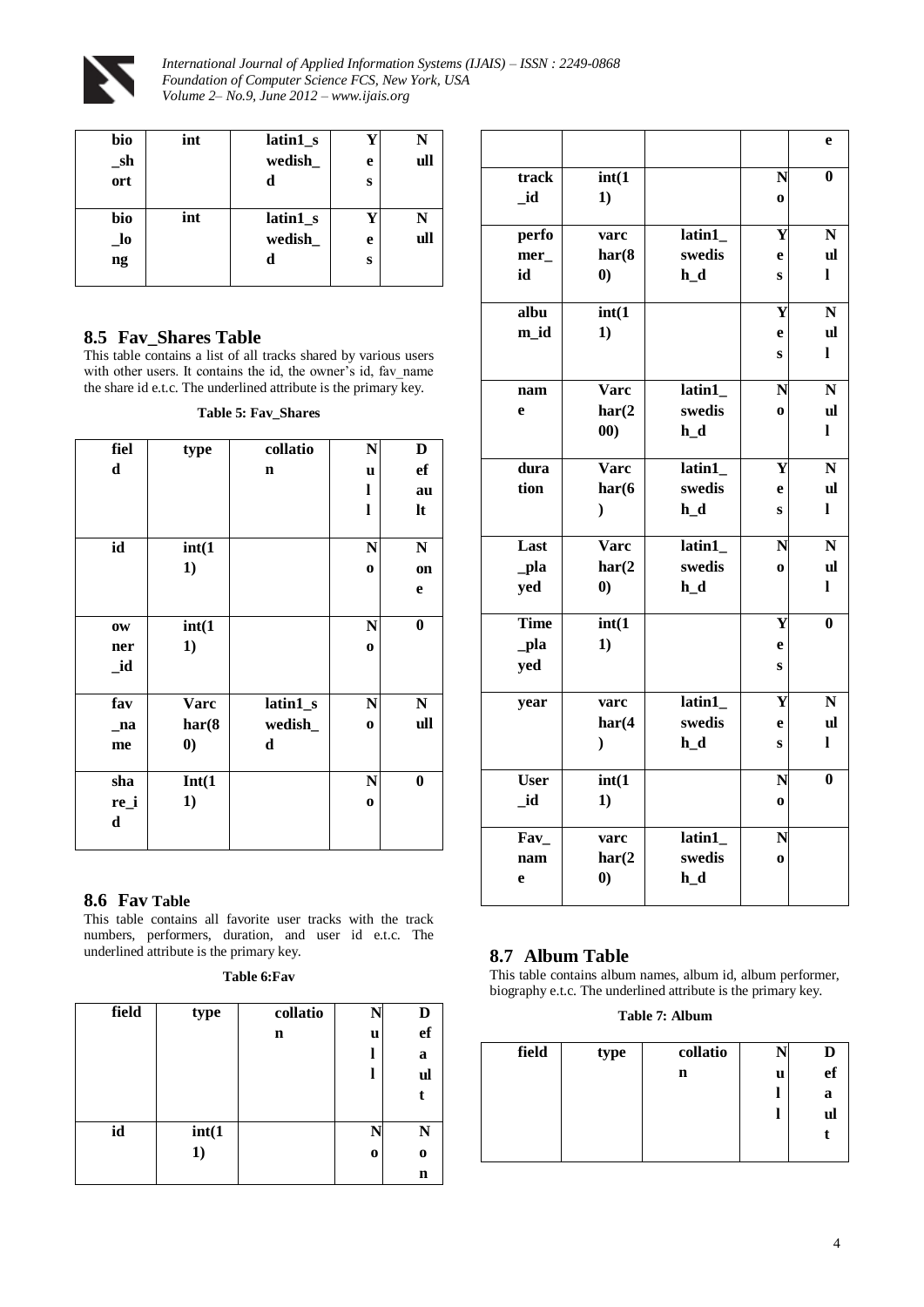| bio_short | int | latin1_swedish_d | Yes | Null |
|---|---|---|---|---|
| bio_long | int | latin1_swedish_d | Yes | Null |

### 8.5 Fav_Shares Table

This table contains a list of all tracks shared by various users with other users. It contains the id, the owner's id, fav_name the share id e.t.c. The underlined attribute is the primary key.

**Table 5: Fav_Shares**

| field | type | collation | Null | Default |
|---|---|---|---|---|
| id | int(11) | | No | None |
| owner_id | int(11) | | No | 0 |
| fav_name | Varchar(80) | latin1_swedish_d | No | Null |
| share_id | Int(11) | | No | 0 |

### 8.6 Fav Table

This table contains all favorite user tracks with the track numbers, performers, duration, and user id e.t.c. The underlined attribute is the primary key.

**Table 6:Fav**

| field | type | collation | Null | Default |
|---|---|---|---|---|
| id | int(11) | | No | Non |
| | | | | e |
| track_id | int(11) | | No | 0 |
| performer_id | varchar(80) | latin1_swedish_d | Yes | Null |
| album_id | int(11) | | Yes | Null |
| name | Varchar(200) | latin1_swedish_d | No | Null |
| duration | Varchar(6) | latin1_swedish_d | Yes | Null |
| Last_played | Varchar(20) | latin1_swedish_d | No | Null |
| Time_played | int(11) | | Yes | 0 |
| year | varchar(4) | latin1_swedish_d | Yes | Null |
| User_id | int(11) | | No | 0 |
| Fav_name | varchar(20) | latin1_swedish_d | No | |

### 8.7 Album Table

This table contains album names, album id, album performer, biography e.t.c. The underlined attribute is the primary key.

**Table 7: Album**

| field | type | collation | Null | Default |
|---|---|---|---|---|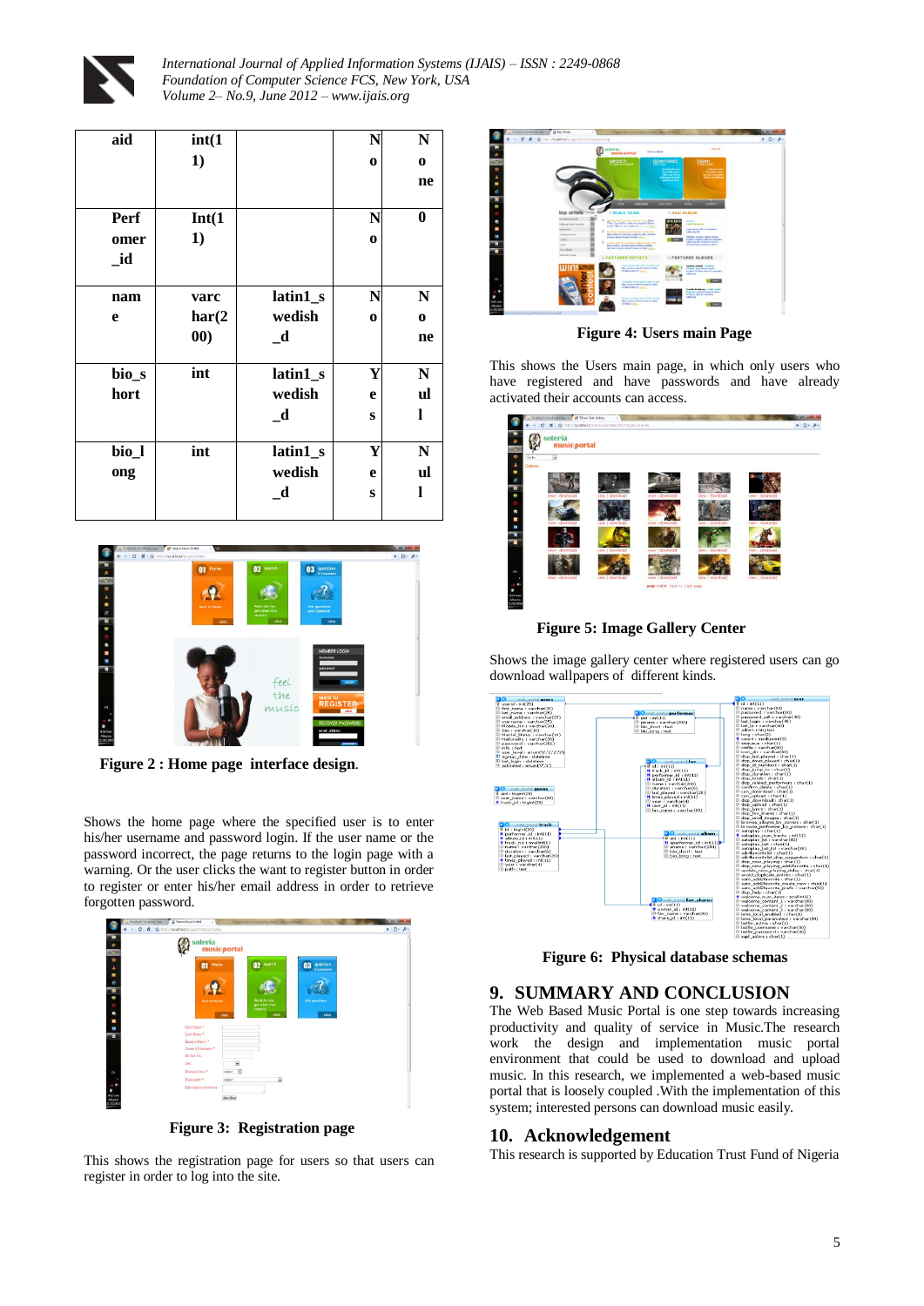| aid | int(11) | | No | None |
|---|---|---|---|---|
| Performer_id | Int(11) | | No | 0 |
| name | varchar(200) | latin1_swedish_d | No | None |
| bio_short | int | latin1_swedish_d | Yes | Null |
| bio_long | int | latin1_swedish_d | Yes | Null |

**Figure 2 : Home page interface design.**

Shows the home page where the specified user is to enter his/her username and password login. If the user name or the password incorrect, the page returns to the login page with a warning. Or the user clicks the want to register button in order to register or enter his/her email address in order to retrieve forgotten password.

**Figure 3: Registration page**

This shows the registration page for users so that users can register in order to log into the site.

**Figure 4: Users main Page**

This shows the Users main page, in which only users who have registered and have passwords and have already activated their accounts can access.

**Figure 5: Image Gallery Center**

Shows the image gallery center where registered users can go download wallpapers of different kinds.

**Figure 6: Physical database schemas**

## 9. SUMMARY AND CONCLUSION

The Web Based Music Portal is one step towards increasing productivity and quality of service in Music.The research work the design and implementation music portal environment that could be used to download and upload music. In this research, we implemented a web-based music portal that is loosely coupled .With the implementation of this system; interested persons can download music easily.

## 10. Acknowledgement

This research is supported by Education Trust Fund of Nigeria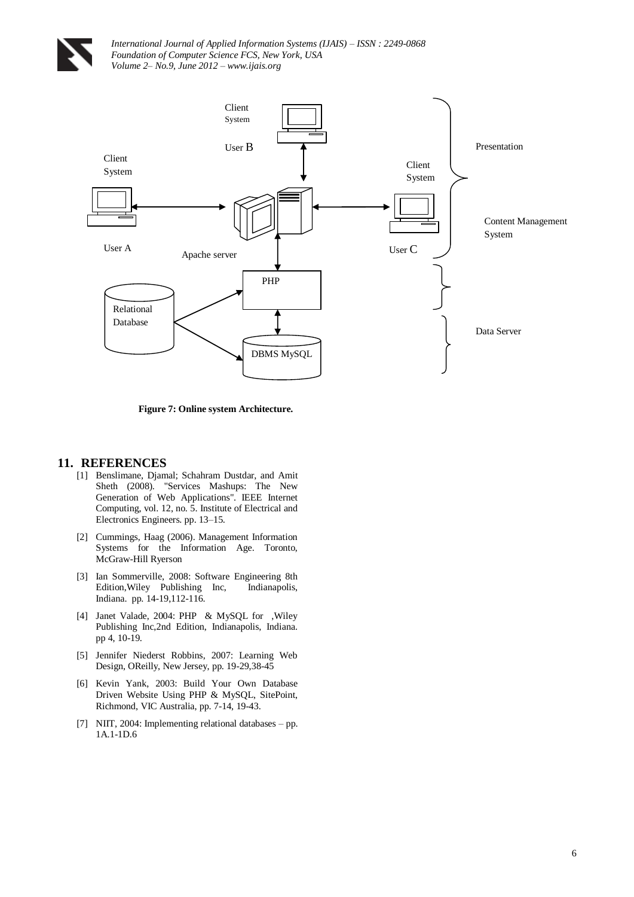Client System

User B

Client System

Client System

Presentation

Content Management System

User A

Apache server

User C

PHP

Relational Database

DBMS MySQL

Data Server

**Figure 7: Online system Architecture.**

## 11. REFERENCES

[1] Benslimane, Djamal; Schahram Dustdar, and Amit Sheth (2008). "Services Mashups: The New Generation of Web Applications". IEEE Internet Computing, vol. 12, no. 5. Institute of Electrical and Electronics Engineers. pp. 13–15.

[2] Cummings, Haag (2006). Management Information Systems for the Information Age. Toronto, McGraw-Hill Ryerson

[3] Ian Sommerville, 2008: Software Engineering 8th Edition,Wiley Publishing Inc, Indianapolis, Indiana. pp. 14-19,112-116.

[4] Janet Valade, 2004: PHP & MySQL for ,Wiley Publishing Inc,2nd Edition, Indianapolis, Indiana. pp 4, 10-19.

[5] Jennifer Niederst Robbins, 2007: Learning Web Design, OReilly, New Jersey, pp. 19-29,38-45

[6] Kevin Yank, 2003: Build Your Own Database Driven Website Using PHP & MySQL, SitePoint, Richmond, VIC Australia, pp. 7-14, 19-43.

[7] NIIT, 2004: Implementing relational databases – pp. 1A.1-1D.6